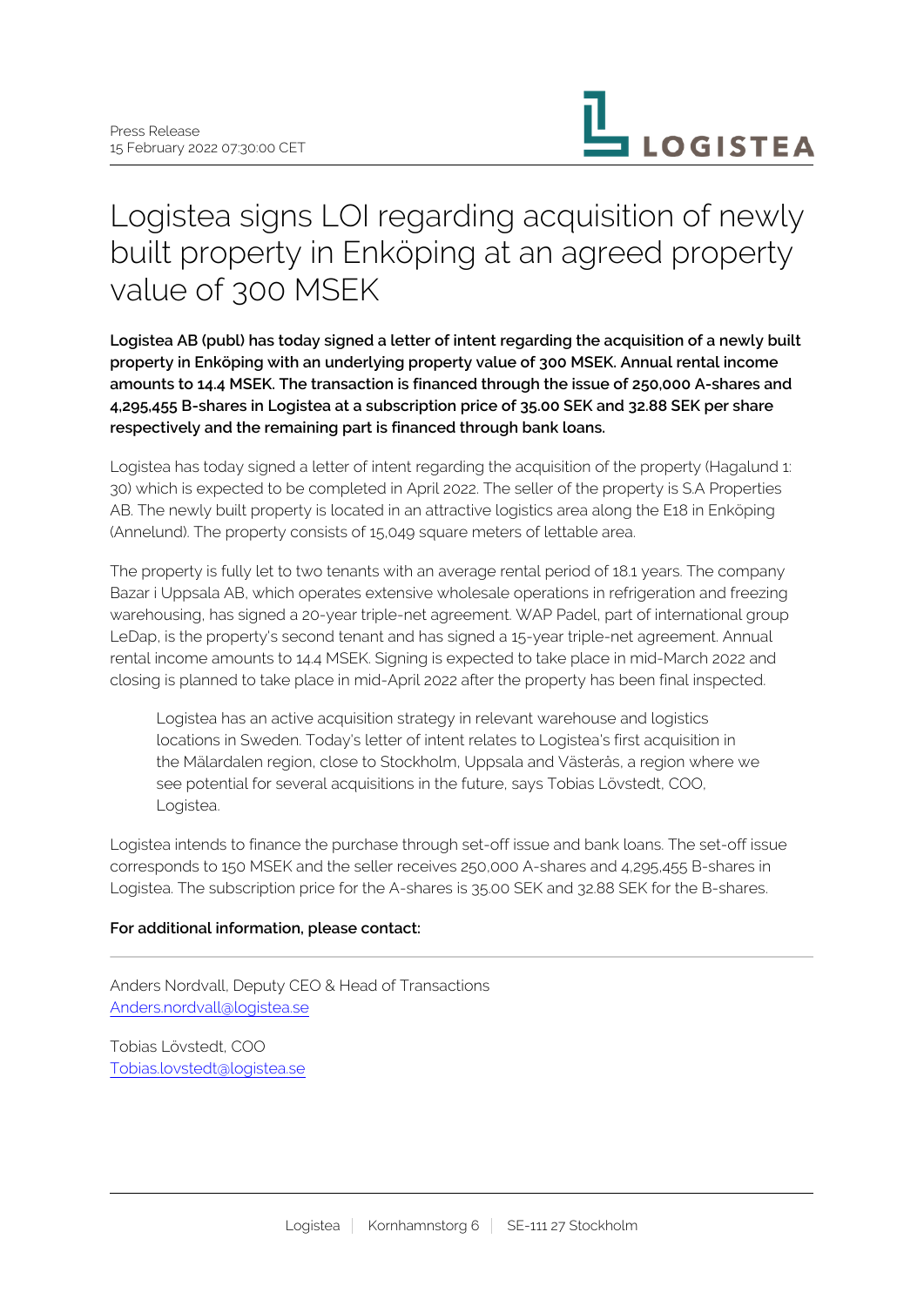Press Release
15 February 2022 07:30:00 CET

# Logistea signs LOI regarding acquisition of newly built property in Enköping at an agreed property value of 300 MSEK

**Logistea AB (publ) has today signed a letter of intent regarding the acquisition of a newly built property in Enköping with an underlying property value of 300 MSEK. Annual rental income amounts to 14.4 MSEK. The transaction is financed through the issue of 250,000 A-shares and 4,295,455 B-shares in Logistea at a subscription price of 35.00 SEK and 32.88 SEK per share respectively and the remaining part is financed through bank loans.**

Logistea has today signed a letter of intent regarding the acquisition of the property (Hagalund 1:30) which is expected to be completed in April 2022. The seller of the property is S.A Properties AB. The newly built property is located in an attractive logistics area along the E18 in Enköping (Annelund). The property consists of 15,049 square meters of lettable area.

The property is fully let to two tenants with an average rental period of 18.1 years. The company Bazar i Uppsala AB, which operates extensive wholesale operations in refrigeration and freezing warehousing, has signed a 20-year triple-net agreement. WAP Padel, part of international group LeDap, is the property's second tenant and has signed a 15-year triple-net agreement. Annual rental income amounts to 14.4 MSEK. Signing is expected to take place in mid-March 2022 and closing is planned to take place in mid-April 2022 after the property has been final inspected.

> Logistea has an active acquisition strategy in relevant warehouse and logistics locations in Sweden. Today's letter of intent relates to Logistea's first acquisition in the Mälardalen region, close to Stockholm, Uppsala and Västerås, a region where we see potential for several acquisitions in the future, says Tobias Lövstedt, COO, Logistea.

Logistea intends to finance the purchase through set-off issue and bank loans. The set-off issue corresponds to 150 MSEK and the seller receives 250,000 A-shares and 4,295,455 B-shares in Logistea. The subscription price for the A-shares is 35.00 SEK and 32.88 SEK for the B-shares.

**For additional information, please contact:**

---

Anders Nordvall, Deputy CEO & Head of Transactions
Anders.nordvall@logistea.se

Tobias Lövstedt, COO
Tobias.lovstedt@logistea.se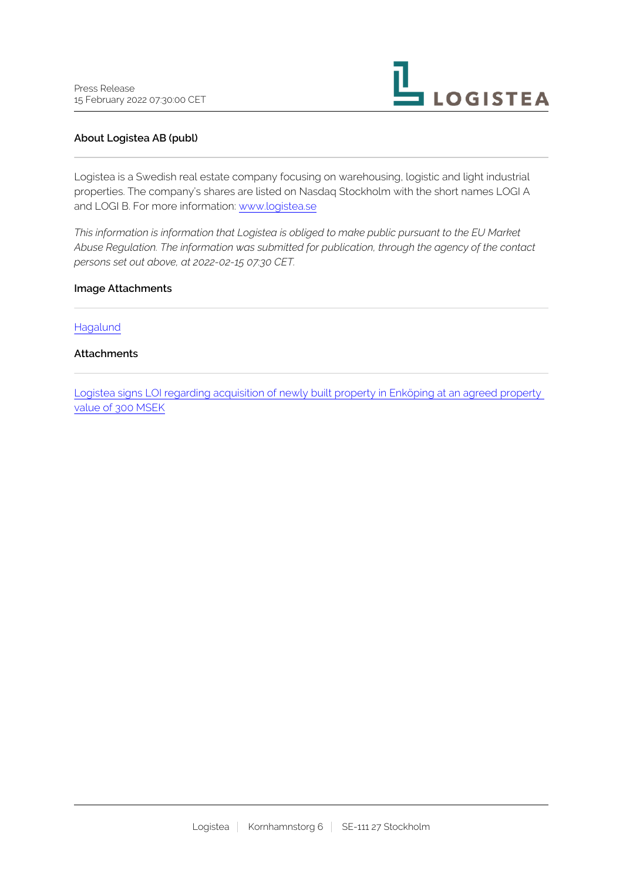### About Logistea AB (publ)

Logistea is a Swedish real estate company focusing on warehousing, logistic and light industrial properties. The company's shares are listed on Nasdaq Stockholm with the short names LOGI A and LOGI B. For more information: [www.logistea.se](www.logistea.se)

*This information is information that Logistea is obliged to make public pursuant to the EU Market Abuse Regulation. The information was submitted for publication, through the agency of the contact persons set out above, at 2022-02-15 07:30 CET.*

### Image Attachments

Hagalund

### Attachments

Logistea signs LOI regarding acquisition of newly built property in Enköping at an agreed property value of 300 MSEK